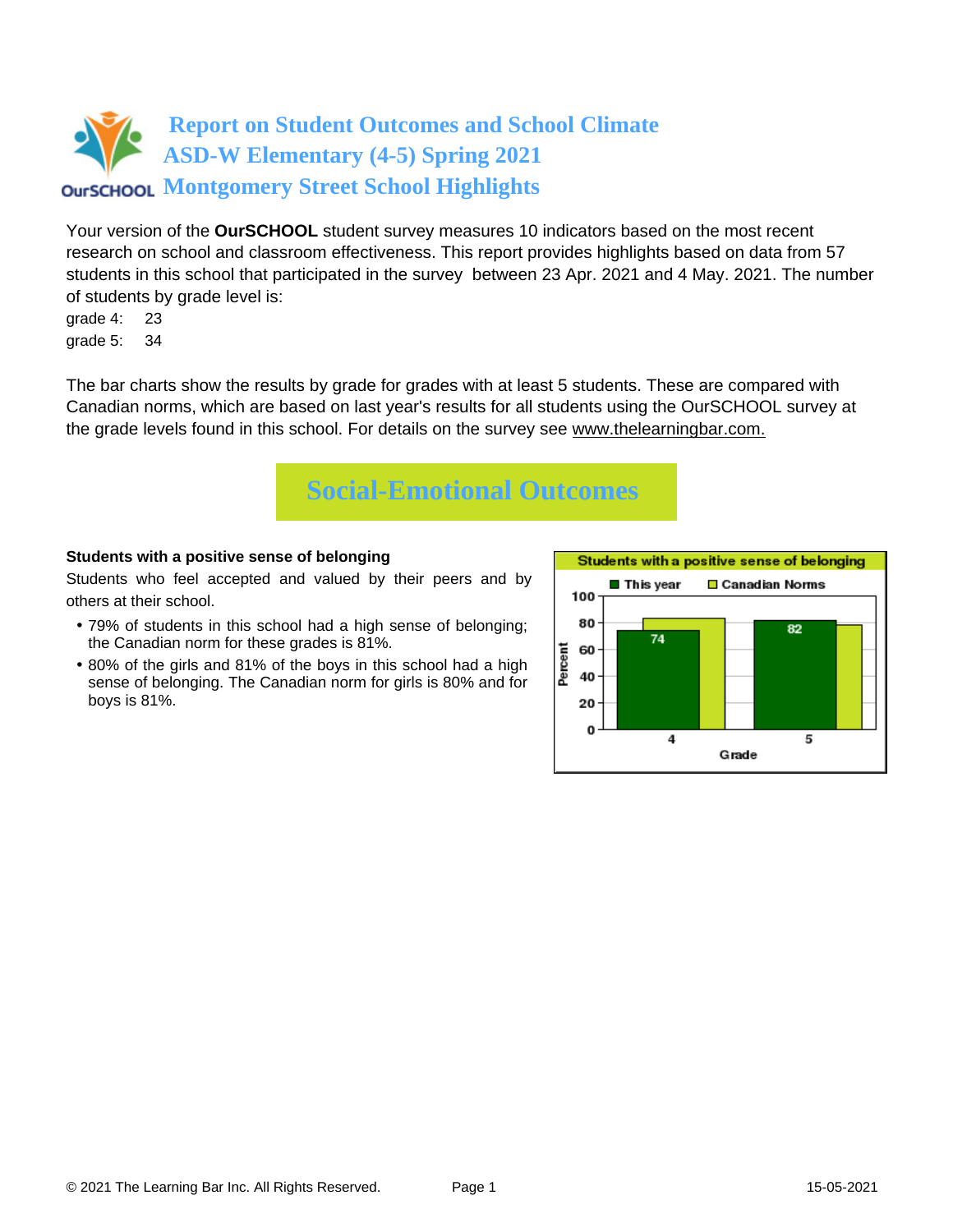# Report on Student Outcomes and School Climate
# ASD-W Elementary (4-5) Spring 2021
# Montgomery Street School Highlights

Your version of the **OurSCHOOL** student survey measures 10 indicators based on the most recent research on school and classroom effectiveness. This report provides highlights based on data from 57 students in this school that participated in the survey between 23 Apr. 2021 and 4 May. 2021. The number of students by grade level is:

grade 4: 23
grade 5: 34

The bar charts show the results by grade for grades with at least 5 students. These are compared with Canadian norms, which are based on last year's results for all students using the OurSCHOOL survey at the grade levels found in this school. For details on the survey see www.thelearningbar.com.

## Social-Emotional Outcomes

**Students with a positive sense of belonging**

Students who feel accepted and valued by their peers and by others at their school.

- 79% of students in this school had a high sense of belonging; the Canadian norm for these grades is 81%.
- 80% of the girls and 81% of the boys in this school had a high sense of belonging. The Canadian norm for girls is 80% and for boys is 81%.

Students with a positive sense of belonging

| Grade | This year | Canadian Norms |
|---|---|---|
| 4 | 74 | |
| 5 | 82 | |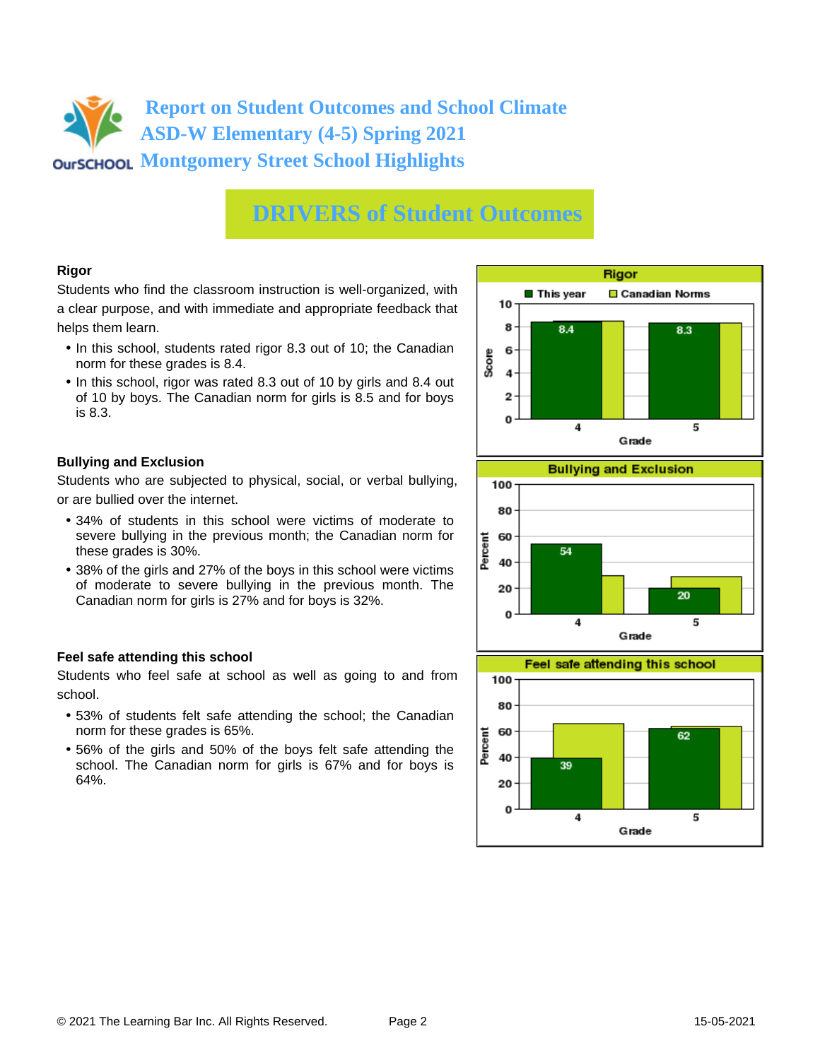# Report on Student Outcomes and School Climate
# ASD-W Elementary (4-5) Spring 2021
# Montgomery Street School Highlights

## DRIVERS of Student Outcomes

### Rigor

Students who find the classroom instruction is well-organized, with a clear purpose, and with immediate and appropriate feedback that helps them learn.

- In this school, students rated rigor 8.3 out of 10; the Canadian norm for these grades is 8.4.
- In this school, rigor was rated 8.3 out of 10 by girls and 8.4 out of 10 by boys. The Canadian norm for girls is 8.5 and for boys is 8.3.

**Rigor**

| Grade | This year (Score) | Canadian Norms |
|---|---|---|
| 4 | 8.4 | |
| 5 | 8.3 | |

### Bullying and Exclusion

Students who are subjected to physical, social, or verbal bullying, or are bullied over the internet.

- 34% of students in this school were victims of moderate to severe bullying in the previous month; the Canadian norm for these grades is 30%.
- 38% of the girls and 27% of the boys in this school were victims of moderate to severe bullying in the previous month. The Canadian norm for girls is 27% and for boys is 32%.

**Bullying and Exclusion**

| Grade | This year (Percent) | Canadian Norms |
|---|---|---|
| 4 | 54 | |
| 5 | 20 | |

### Feel safe attending this school

Students who feel safe at school as well as going to and from school.

- 53% of students felt safe attending the school; the Canadian norm for these grades is 65%.
- 56% of the girls and 50% of the boys felt safe attending the school. The Canadian norm for girls is 67% and for boys is 64%.

**Feel safe attending this school**

| Grade | This year (Percent) | Canadian Norms |
|---|---|---|
| 4 | 39 | |
| 5 | 62 | |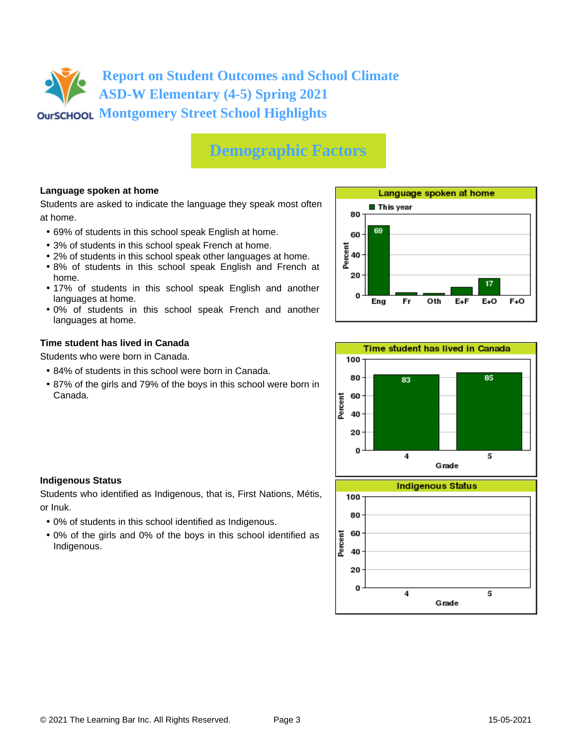# Report on Student Outcomes and School Climate
# ASD-W Elementary (4-5) Spring 2021
# Montgomery Street School Highlights

## Demographic Factors

### Language spoken at home

Students are asked to indicate the language they speak most often at home.

- 69% of students in this school speak English at home.
- 3% of students in this school speak French at home.
- 2% of students in this school speak other languages at home.
- 8% of students in this school speak English and French at home.
- 17% of students in this school speak English and another languages at home.
- 0% of students in this school speak French and another languages at home.

**Language spoken at home**

| | Eng | Fr | Oth | E+F | E+O | F+O |
|---|---|---|---|---|---|---|
| This year (Percent) | 69 | | | | 17 | |

### Time student has lived in Canada

Students who were born in Canada.

- 84% of students in this school were born in Canada.
- 87% of the girls and 79% of the boys in this school were born in Canada.

**Time student has lived in Canada**

| Grade | 4 | 5 |
|---|---|---|
| Percent | 83 | 85 |

### Indigenous Status

Students who identified as Indigenous, that is, First Nations, Métis, or Inuk.

- 0% of students in this school identified as Indigenous.
- 0% of the girls and 0% of the boys in this school identified as Indigenous.

**Indigenous Status**

| Grade | 4 | 5 |
|---|---|---|
| Percent | | |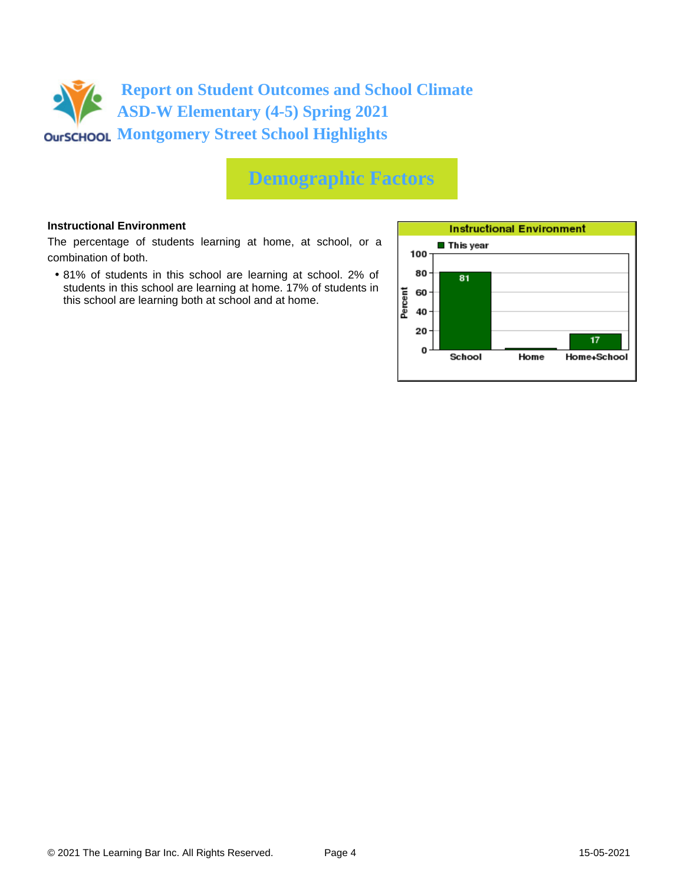# Report on Student Outcomes and School Climate
# ASD-W Elementary (4-5) Spring 2021
# Montgomery Street School Highlights

## Demographic Factors

**Instructional Environment**

The percentage of students learning at home, at school, or a combination of both.

- 81% of students in this school are learning at school. 2% of students in this school are learning at home. 17% of students in this school are learning both at school and at home.

**Instructional Environment**

| | This year (Percent) |
|---|---|
| School | 81 |
| Home | |
| Home+School | 17 |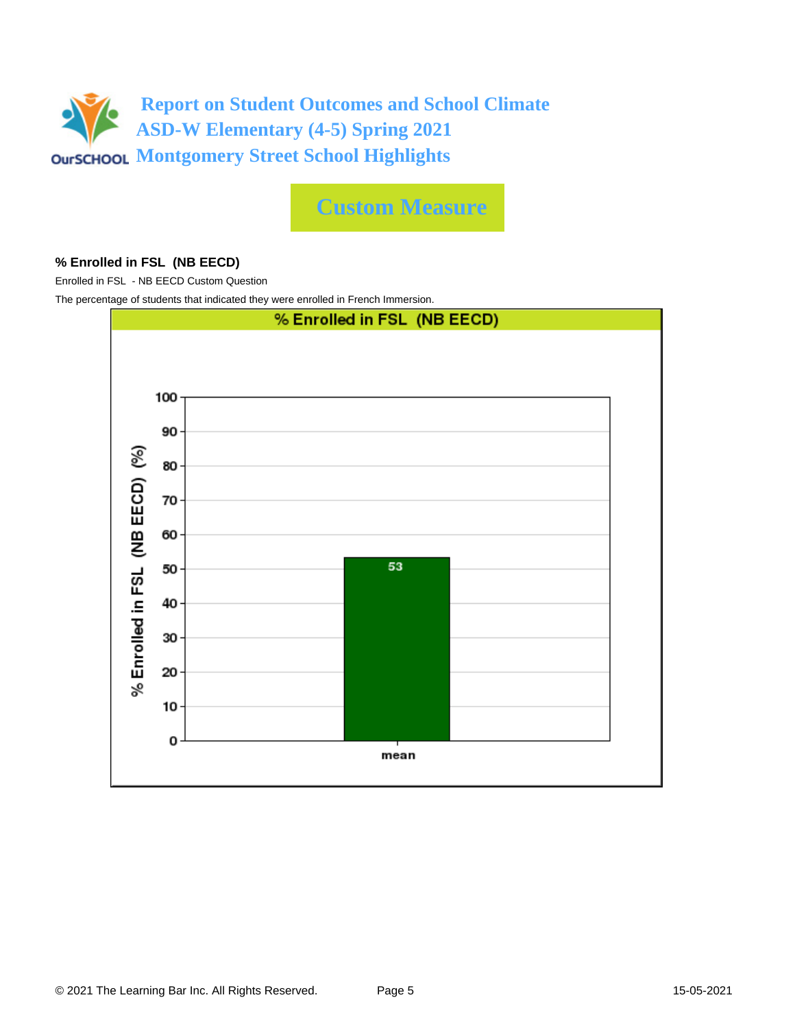# Report on Student Outcomes and School Climate
## ASD-W Elementary (4-5) Spring 2021
## Montgomery Street School Highlights

## Custom Measure

### % Enrolled in FSL (NB EECD)

Enrolled in FSL - NB EECD Custom Question

The percentage of students that indicated they were enrolled in French Immersion.

**% Enrolled in FSL (NB EECD)**

| | % Enrolled in FSL (NB EECD) (%) |
|---|---|
| mean | 53 |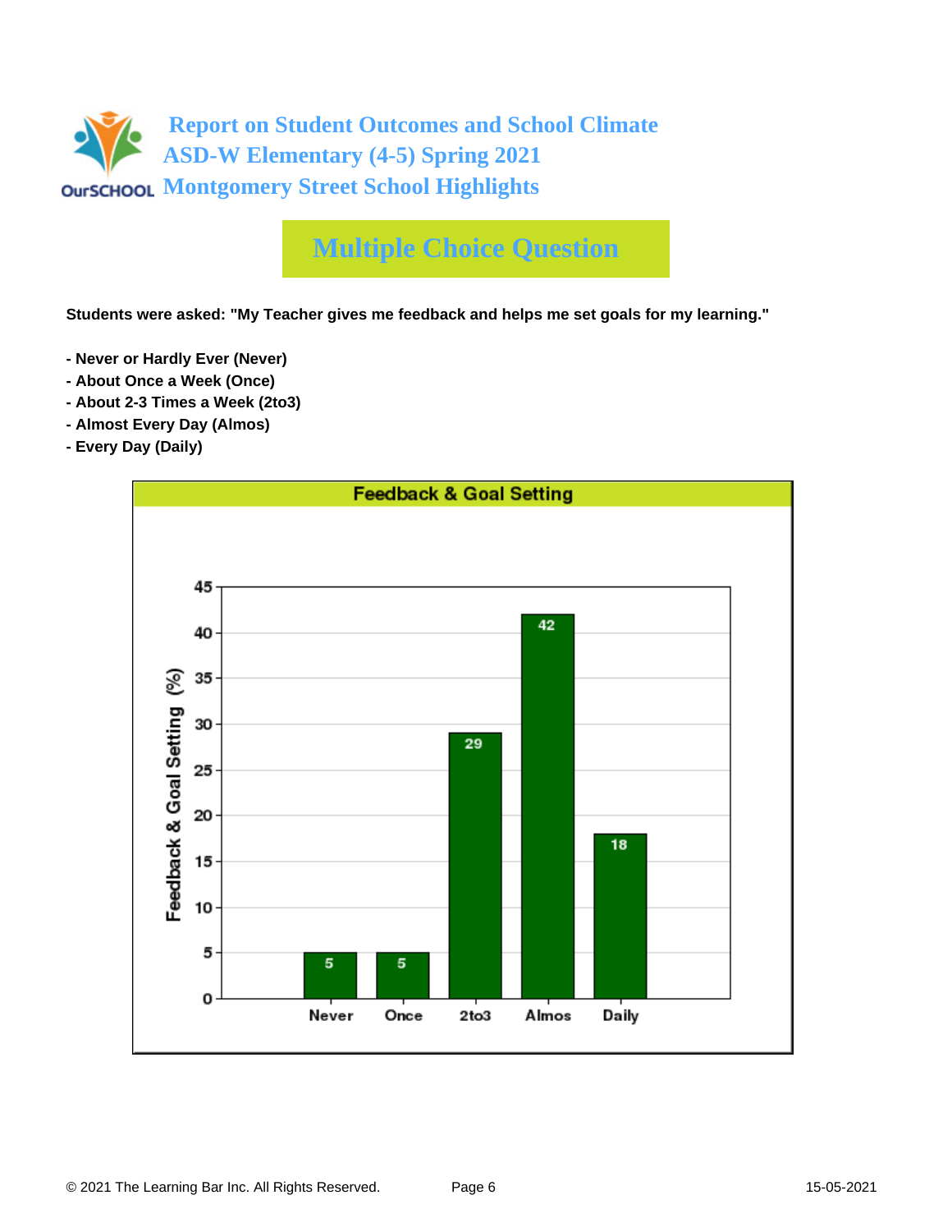# Report on Student Outcomes and School Climate
## ASD-W Elementary (4-5) Spring 2021
## Montgomery Street School Highlights

## Multiple Choice Question

**Students were asked: "My Teacher gives me feedback and helps me set goals for my learning."**

- **Never or Hardly Ever (Never)**
- **About Once a Week (Once)**
- **About 2-3 Times a Week (2to3)**
- **Almost Every Day (Almos)**
- **Every Day (Daily)**

**Feedback & Goal Setting**

| Response | Feedback & Goal Setting (%) |
|---|---|
| Never | 5 |
| Once | 5 |
| 2to3 | 29 |
| Almos | 42 |
| Daily | 18 |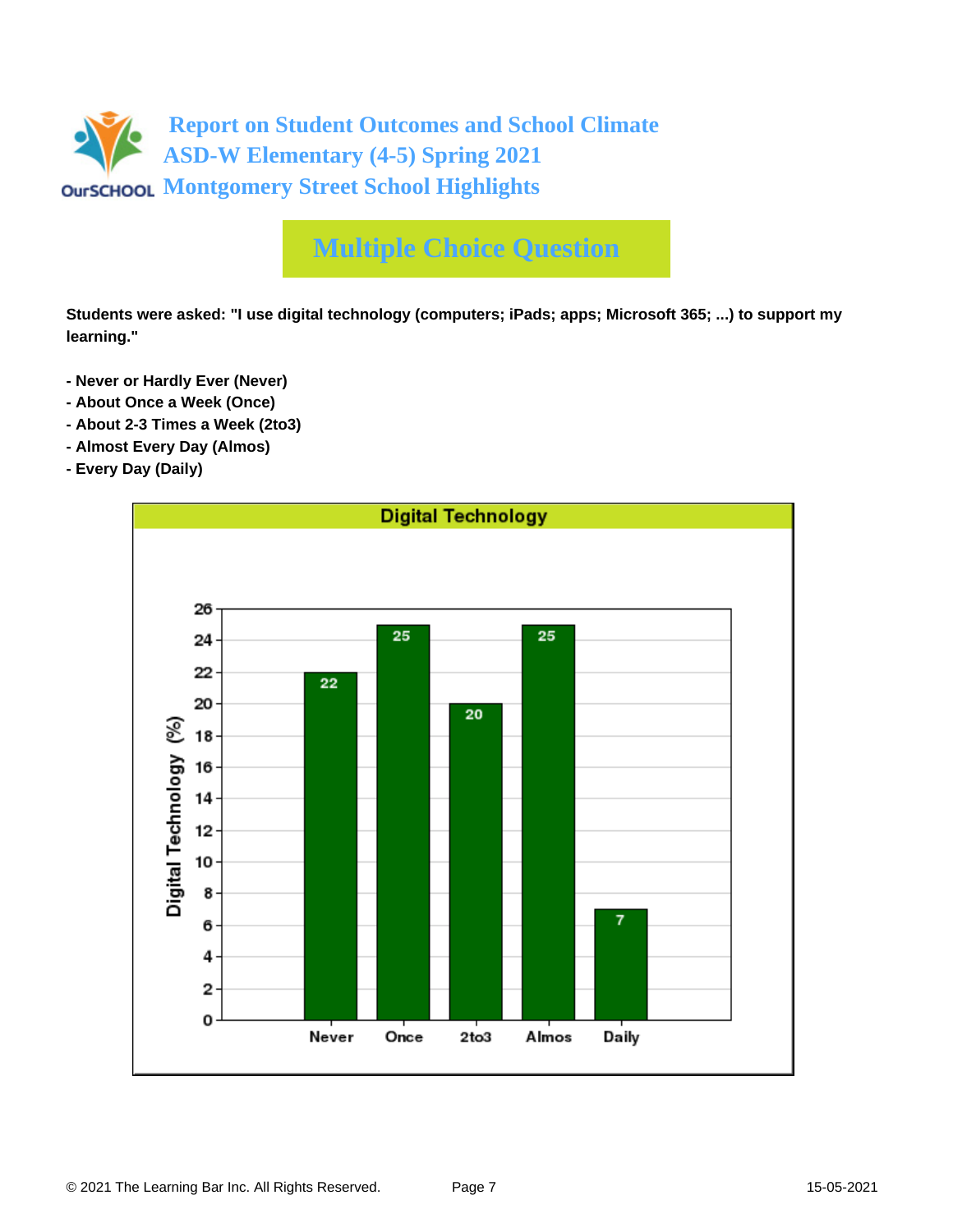# Report on Student Outcomes and School Climate
## ASD-W Elementary (4-5) Spring 2021
## Montgomery Street School Highlights

## Multiple Choice Question

**Students were asked: "I use digital technology (computers; iPads; apps; Microsoft 365; ...) to support my learning."**

- **Never or Hardly Ever (Never)**
- **About Once a Week (Once)**
- **About 2-3 Times a Week (2to3)**
- **Almost Every Day (Almos)**
- **Every Day (Daily)**

**Digital Technology**

| Response | Digital Technology (%) |
| --- | --- |
| Never | 22 |
| Once | 25 |
| 2to3 | 20 |
| Almos | 25 |
| Daily | 7 |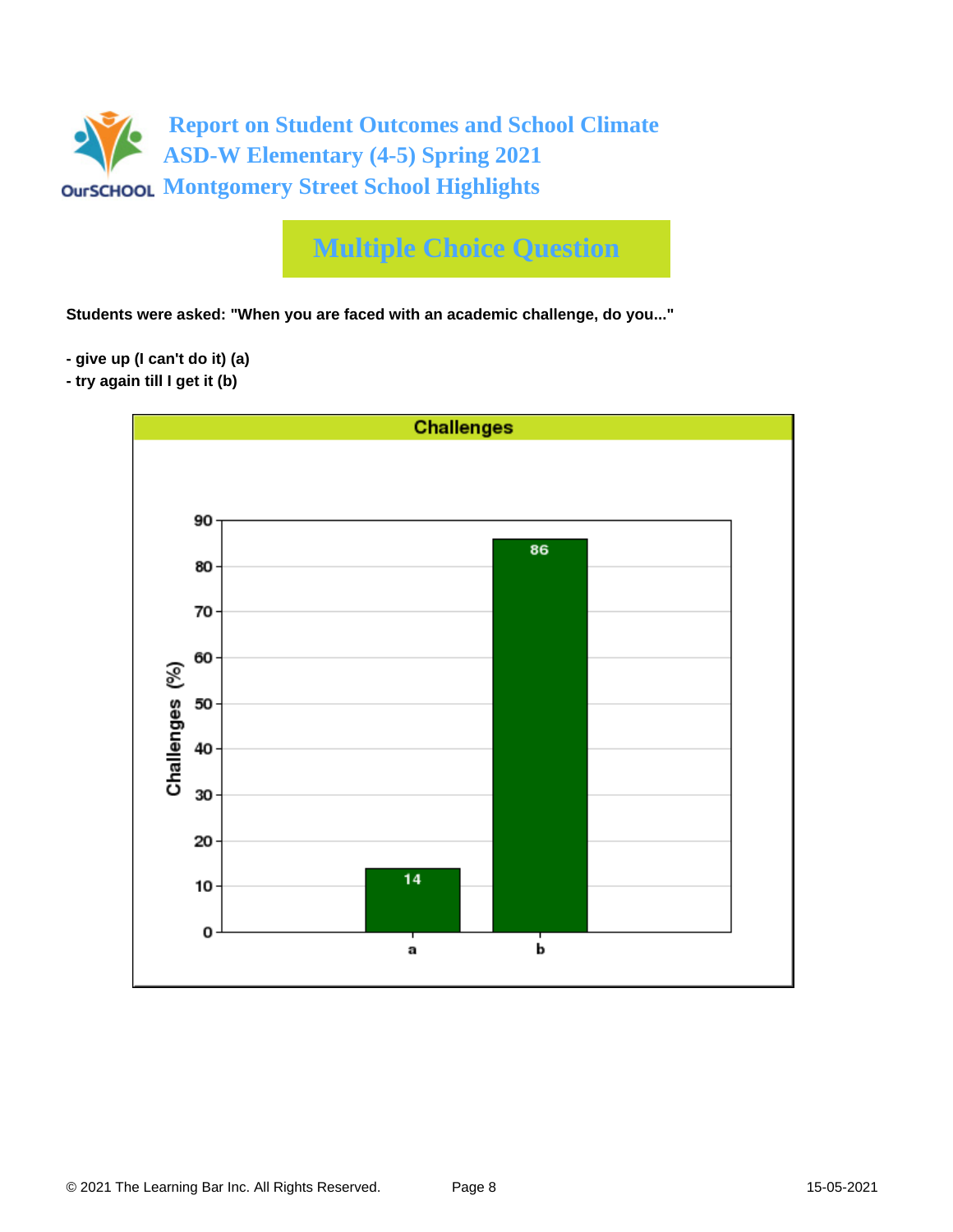## Multiple Choice Question

**Students were asked: "When you are faced with an academic challenge, do you..."**

**- give up (I can't do it) (a)**
**- try again till I get it (b)**

**Challenges**

| Response | Challenges (%) |
|---|---|
| a | 14 |
| b | 86 |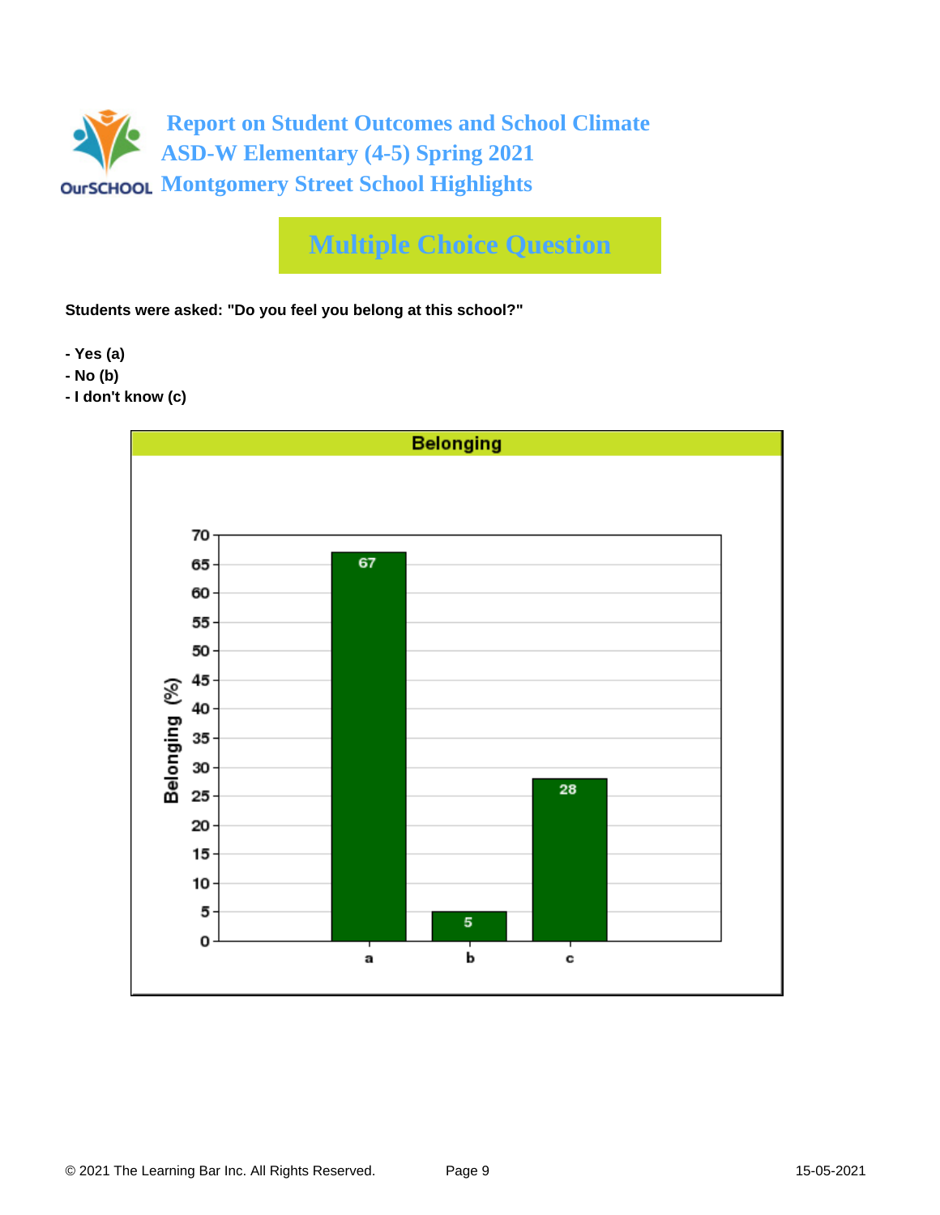# Report on Student Outcomes and School Climate
## ASD-W Elementary (4-5) Spring 2021
## Montgomery Street School Highlights

## Multiple Choice Question

**Students were asked: "Do you feel you belong at this school?"**

- **Yes (a)**
- **No (b)**
- **I don't know (c)**

Belonging

Belonging (%)

70
65
60
55
50
45
40
35
30
25
20
15
10
5
0

67
5
28

a
b
c

© 2021 The Learning Bar Inc. All Rights Reserved.

15-05-2021